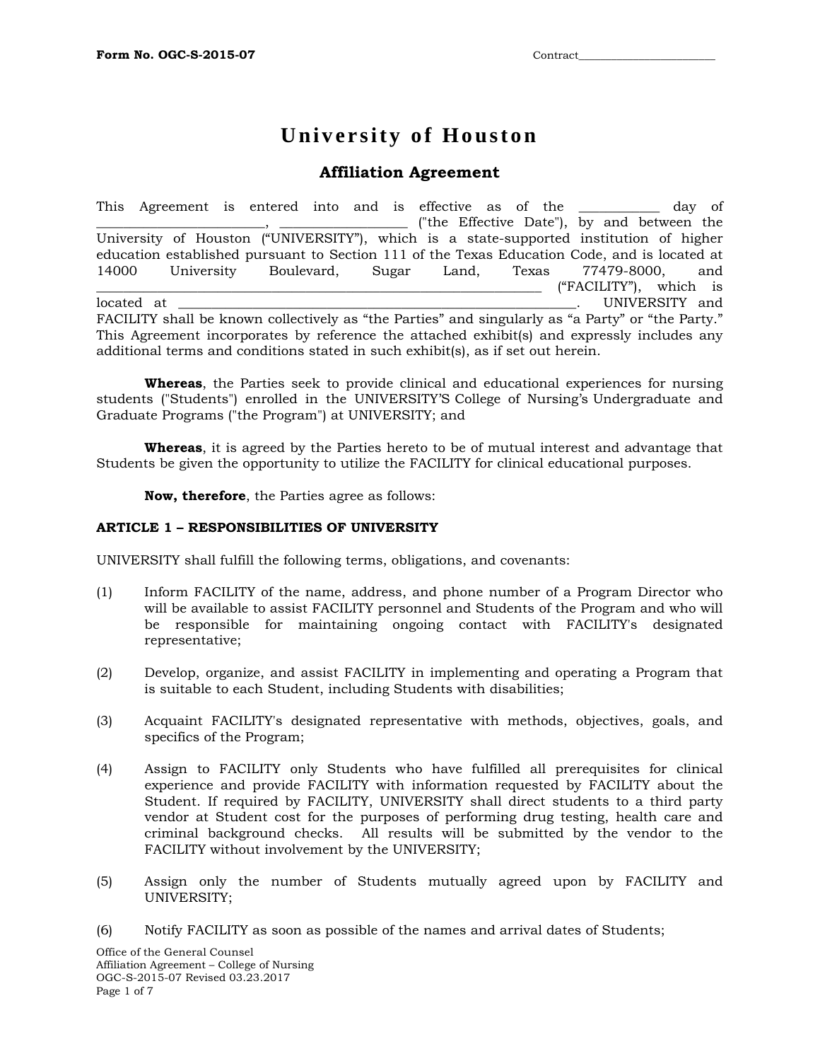Form No. OGC-S-2015-07 Contract________________________

# University of Houston

## Affiliation Agreement

This Agreement is entered into and is effective as of the ___________ day of ________________________, __________________ ("the Effective Date"), by and between the University of Houston ("UNIVERSITY"), which is a state-supported institution of higher education established pursuant to Section 111 of the Texas Education Code, and is located at 14000 University Boulevard, Sugar Land, Texas 77479-8000, and ______________________________________________________________ ("FACILITY"), which is located at ______________________________________________________________. UNIVERSITY and FACILITY shall be known collectively as "the Parties" and singularly as "a Party" or "the Party." This Agreement incorporates by reference the attached exhibit(s) and expressly includes any additional terms and conditions stated in such exhibit(s), as if set out herein.

**Whereas**, the Parties seek to provide clinical and educational experiences for nursing students ("Students") enrolled in the UNIVERSITY'S College of Nursing's Undergraduate and Graduate Programs ("the Program") at UNIVERSITY; and

**Whereas**, it is agreed by the Parties hereto to be of mutual interest and advantage that Students be given the opportunity to utilize the FACILITY for clinical educational purposes.

**Now, therefore**, the Parties agree as follows:

**ARTICLE 1 – RESPONSIBILITIES OF UNIVERSITY**

UNIVERSITY shall fulfill the following terms, obligations, and covenants:

(1) Inform FACILITY of the name, address, and phone number of a Program Director who will be available to assist FACILITY personnel and Students of the Program and who will be responsible for maintaining ongoing contact with FACILITY's designated representative;

(2) Develop, organize, and assist FACILITY in implementing and operating a Program that is suitable to each Student, including Students with disabilities;

(3) Acquaint FACILITY's designated representative with methods, objectives, goals, and specifics of the Program;

(4) Assign to FACILITY only Students who have fulfilled all prerequisites for clinical experience and provide FACILITY with information requested by FACILITY about the Student. If required by FACILITY, UNIVERSITY shall direct students to a third party vendor at Student cost for the purposes of performing drug testing, health care and criminal background checks. All results will be submitted by the vendor to the FACILITY without involvement by the UNIVERSITY;

(5) Assign only the number of Students mutually agreed upon by FACILITY and UNIVERSITY;

(6) Notify FACILITY as soon as possible of the names and arrival dates of Students;

Office of the General Counsel
Affiliation Agreement – College of Nursing
OGC-S-2015-07 Revised 03.23.2017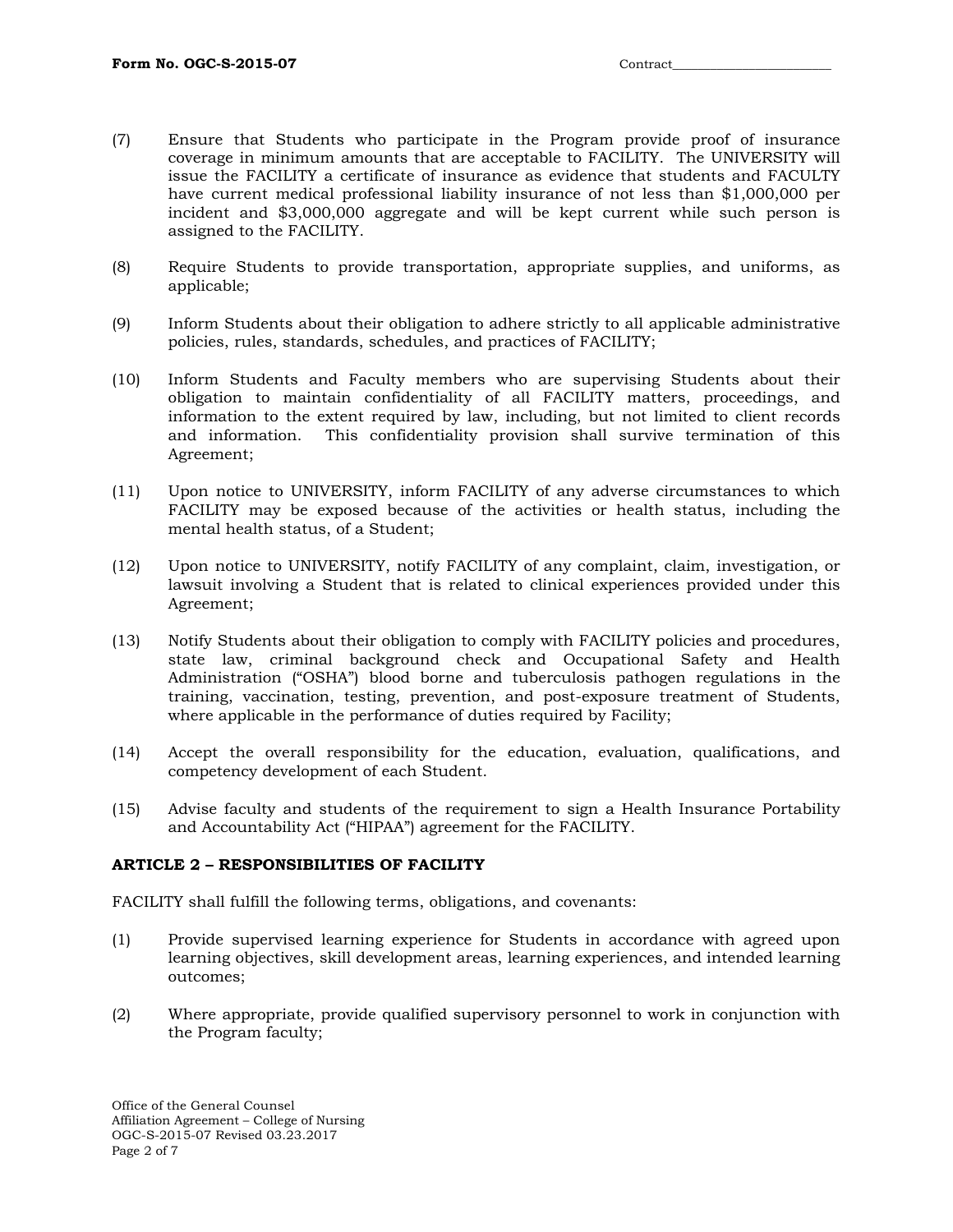(7) Ensure that Students who participate in the Program provide proof of insurance coverage in minimum amounts that are acceptable to FACILITY. The UNIVERSITY will issue the FACILITY a certificate of insurance as evidence that students and FACULTY have current medical professional liability insurance of not less than $1,000,000 per incident and $3,000,000 aggregate and will be kept current while such person is assigned to the FACILITY.

(8) Require Students to provide transportation, appropriate supplies, and uniforms, as applicable;

(9) Inform Students about their obligation to adhere strictly to all applicable administrative policies, rules, standards, schedules, and practices of FACILITY;

(10) Inform Students and Faculty members who are supervising Students about their obligation to maintain confidentiality of all FACILITY matters, proceedings, and information to the extent required by law, including, but not limited to client records and information. This confidentiality provision shall survive termination of this Agreement;

(11) Upon notice to UNIVERSITY, inform FACILITY of any adverse circumstances to which FACILITY may be exposed because of the activities or health status, including the mental health status, of a Student;

(12) Upon notice to UNIVERSITY, notify FACILITY of any complaint, claim, investigation, or lawsuit involving a Student that is related to clinical experiences provided under this Agreement;

(13) Notify Students about their obligation to comply with FACILITY policies and procedures, state law, criminal background check and Occupational Safety and Health Administration ("OSHA") blood borne and tuberculosis pathogen regulations in the training, vaccination, testing, prevention, and post-exposure treatment of Students, where applicable in the performance of duties required by Facility;

(14) Accept the overall responsibility for the education, evaluation, qualifications, and competency development of each Student.

(15) Advise faculty and students of the requirement to sign a Health Insurance Portability and Accountability Act ("HIPAA") agreement for the FACILITY.

**ARTICLE 2 – RESPONSIBILITIES OF FACILITY**

FACILITY shall fulfill the following terms, obligations, and covenants:

(1) Provide supervised learning experience for Students in accordance with agreed upon learning objectives, skill development areas, learning experiences, and intended learning outcomes;

(2) Where appropriate, provide qualified supervisory personnel to work in conjunction with the Program faculty;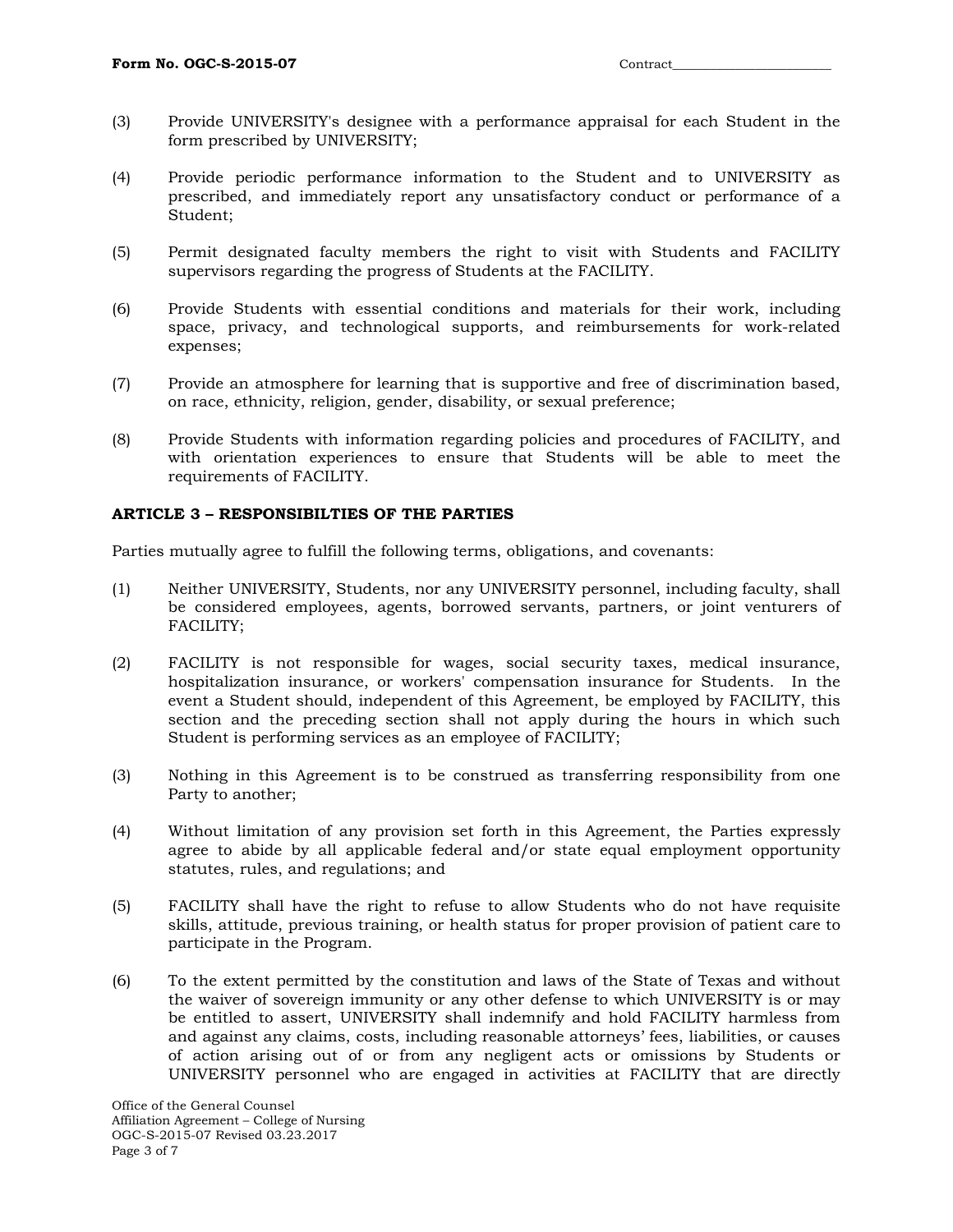(3) Provide UNIVERSITY's designee with a performance appraisal for each Student in the form prescribed by UNIVERSITY;

(4) Provide periodic performance information to the Student and to UNIVERSITY as prescribed, and immediately report any unsatisfactory conduct or performance of a Student;

(5) Permit designated faculty members the right to visit with Students and FACILITY supervisors regarding the progress of Students at the FACILITY.

(6) Provide Students with essential conditions and materials for their work, including space, privacy, and technological supports, and reimbursements for work-related expenses;

(7) Provide an atmosphere for learning that is supportive and free of discrimination based, on race, ethnicity, religion, gender, disability, or sexual preference;

(8) Provide Students with information regarding policies and procedures of FACILITY, and with orientation experiences to ensure that Students will be able to meet the requirements of FACILITY.

**ARTICLE 3 – RESPONSIBILTIES OF THE PARTIES**

Parties mutually agree to fulfill the following terms, obligations, and covenants:

(1) Neither UNIVERSITY, Students, nor any UNIVERSITY personnel, including faculty, shall be considered employees, agents, borrowed servants, partners, or joint venturers of FACILITY;

(2) FACILITY is not responsible for wages, social security taxes, medical insurance, hospitalization insurance, or workers' compensation insurance for Students. In the event a Student should, independent of this Agreement, be employed by FACILITY, this section and the preceding section shall not apply during the hours in which such Student is performing services as an employee of FACILITY;

(3) Nothing in this Agreement is to be construed as transferring responsibility from one Party to another;

(4) Without limitation of any provision set forth in this Agreement, the Parties expressly agree to abide by all applicable federal and/or state equal employment opportunity statutes, rules, and regulations; and

(5) FACILITY shall have the right to refuse to allow Students who do not have requisite skills, attitude, previous training, or health status for proper provision of patient care to participate in the Program.

(6) To the extent permitted by the constitution and laws of the State of Texas and without the waiver of sovereign immunity or any other defense to which UNIVERSITY is or may be entitled to assert, UNIVERSITY shall indemnify and hold FACILITY harmless from and against any claims, costs, including reasonable attorneys' fees, liabilities, or causes of action arising out of or from any negligent acts or omissions by Students or UNIVERSITY personnel who are engaged in activities at FACILITY that are directly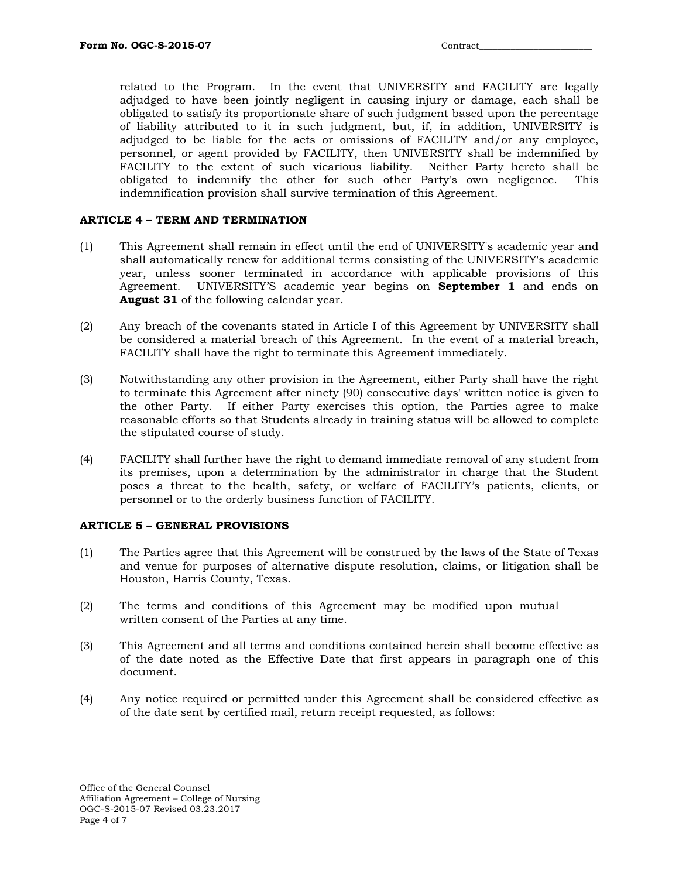related to the Program. In the event that UNIVERSITY and FACILITY are legally adjudged to have been jointly negligent in causing injury or damage, each shall be obligated to satisfy its proportionate share of such judgment based upon the percentage of liability attributed to it in such judgment, but, if, in addition, UNIVERSITY is adjudged to be liable for the acts or omissions of FACILITY and/or any employee, personnel, or agent provided by FACILITY, then UNIVERSITY shall be indemnified by FACILITY to the extent of such vicarious liability. Neither Party hereto shall be obligated to indemnify the other for such other Party's own negligence. This indemnification provision shall survive termination of this Agreement.

**ARTICLE 4 – TERM AND TERMINATION**

(1) This Agreement shall remain in effect until the end of UNIVERSITY's academic year and shall automatically renew for additional terms consisting of the UNIVERSITY's academic year, unless sooner terminated in accordance with applicable provisions of this Agreement. UNIVERSITY'S academic year begins on **September 1** and ends on **August 31** of the following calendar year.

(2) Any breach of the covenants stated in Article I of this Agreement by UNIVERSITY shall be considered a material breach of this Agreement. In the event of a material breach, FACILITY shall have the right to terminate this Agreement immediately.

(3) Notwithstanding any other provision in the Agreement, either Party shall have the right to terminate this Agreement after ninety (90) consecutive days' written notice is given to the other Party. If either Party exercises this option, the Parties agree to make reasonable efforts so that Students already in training status will be allowed to complete the stipulated course of study.

(4) FACILITY shall further have the right to demand immediate removal of any student from its premises, upon a determination by the administrator in charge that the Student poses a threat to the health, safety, or welfare of FACILITY's patients, clients, or personnel or to the orderly business function of FACILITY.

**ARTICLE 5 – GENERAL PROVISIONS**

(1) The Parties agree that this Agreement will be construed by the laws of the State of Texas and venue for purposes of alternative dispute resolution, claims, or litigation shall be Houston, Harris County, Texas.

(2) The terms and conditions of this Agreement may be modified upon mutual written consent of the Parties at any time.

(3) This Agreement and all terms and conditions contained herein shall become effective as of the date noted as the Effective Date that first appears in paragraph one of this document.

(4) Any notice required or permitted under this Agreement shall be considered effective as of the date sent by certified mail, return receipt requested, as follows: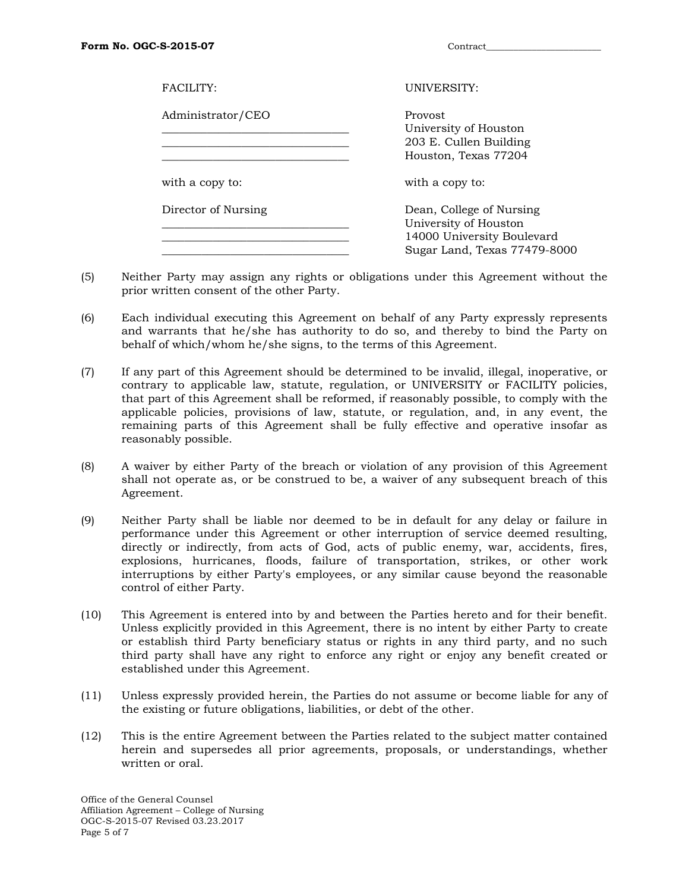| FACILITY: | UNIVERSITY: |
|---|---|
| Administrator/CEO<br>\_\_\_\_\_\_\_\_\_\_\_\_\_\_\_\_\_\_\_\_\_\_\_\_\_\_\_\_\_\_<br>\_\_\_\_\_\_\_\_\_\_\_\_\_\_\_\_\_\_\_\_\_\_\_\_\_\_\_\_\_\_<br>\_\_\_\_\_\_\_\_\_\_\_\_\_\_\_\_\_\_\_\_\_\_\_\_\_\_\_\_\_\_ | Provost<br>University of Houston<br>203 E. Cullen Building<br>Houston, Texas 77204 |
| with a copy to: | with a copy to: |
| Director of Nursing<br>\_\_\_\_\_\_\_\_\_\_\_\_\_\_\_\_\_\_\_\_\_\_\_\_\_\_\_\_\_\_<br>\_\_\_\_\_\_\_\_\_\_\_\_\_\_\_\_\_\_\_\_\_\_\_\_\_\_\_\_\_\_<br>\_\_\_\_\_\_\_\_\_\_\_\_\_\_\_\_\_\_\_\_\_\_\_\_\_\_\_\_\_\_ | Dean, College of Nursing<br>University of Houston<br>14000 University Boulevard<br>Sugar Land, Texas 77479-8000 |

(5) Neither Party may assign any rights or obligations under this Agreement without the prior written consent of the other Party.

(6) Each individual executing this Agreement on behalf of any Party expressly represents and warrants that he/she has authority to do so, and thereby to bind the Party on behalf of which/whom he/she signs, to the terms of this Agreement.

(7) If any part of this Agreement should be determined to be invalid, illegal, inoperative, or contrary to applicable law, statute, regulation, or UNIVERSITY or FACILITY policies, that part of this Agreement shall be reformed, if reasonably possible, to comply with the applicable policies, provisions of law, statute, or regulation, and, in any event, the remaining parts of this Agreement shall be fully effective and operative insofar as reasonably possible.

(8) A waiver by either Party of the breach or violation of any provision of this Agreement shall not operate as, or be construed to be, a waiver of any subsequent breach of this Agreement.

(9) Neither Party shall be liable nor deemed to be in default for any delay or failure in performance under this Agreement or other interruption of service deemed resulting, directly or indirectly, from acts of God, acts of public enemy, war, accidents, fires, explosions, hurricanes, floods, failure of transportation, strikes, or other work interruptions by either Party's employees, or any similar cause beyond the reasonable control of either Party.

(10) This Agreement is entered into by and between the Parties hereto and for their benefit. Unless explicitly provided in this Agreement, there is no intent by either Party to create or establish third Party beneficiary status or rights in any third party, and no such third party shall have any right to enforce any right or enjoy any benefit created or established under this Agreement.

(11) Unless expressly provided herein, the Parties do not assume or become liable for any of the existing or future obligations, liabilities, or debt of the other.

(12) This is the entire Agreement between the Parties related to the subject matter contained herein and supersedes all prior agreements, proposals, or understandings, whether written or oral.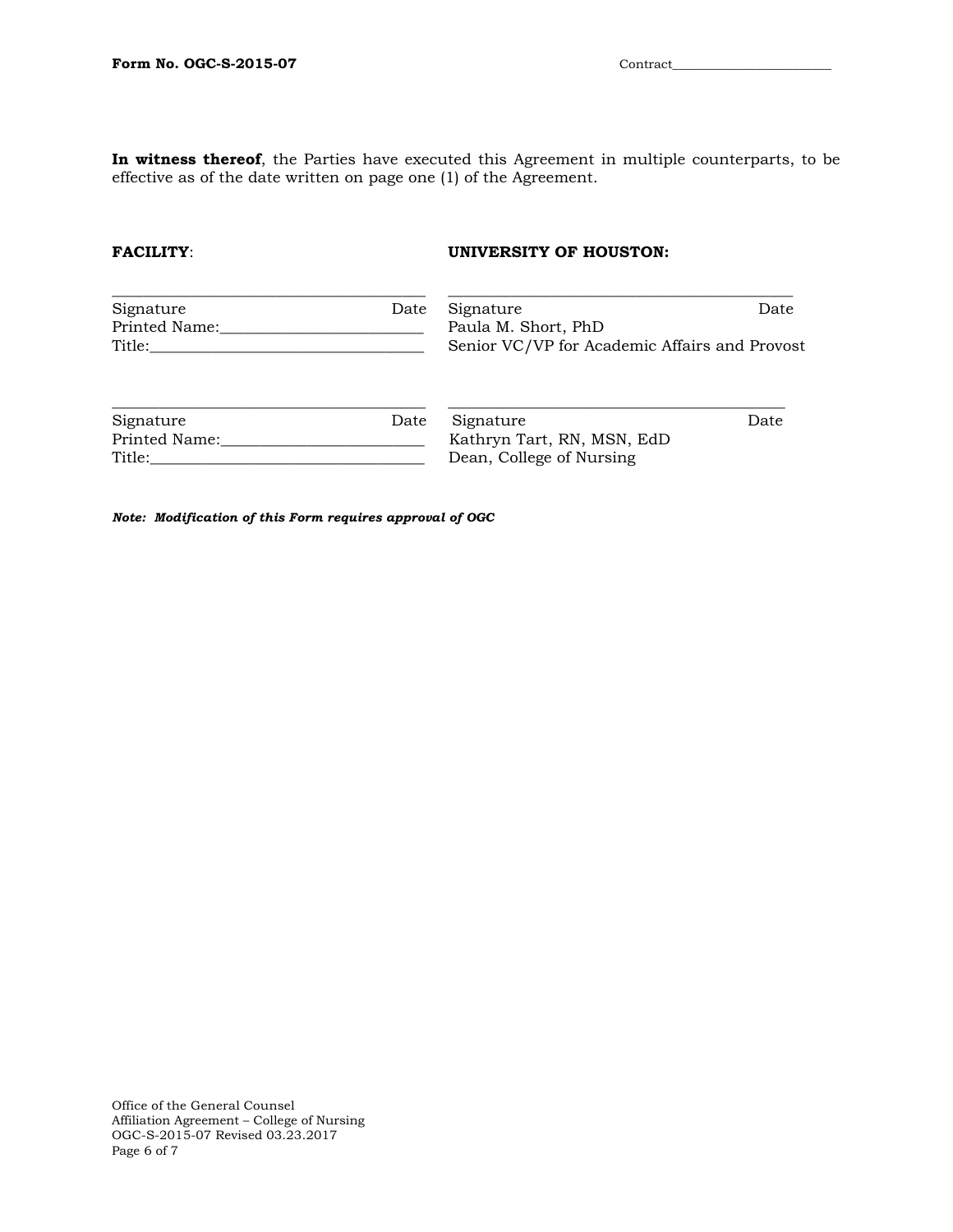**In witness thereof**, the Parties have executed this Agreement in multiple counterparts, to be effective as of the date written on page one (1) of the Agreement.

| **FACILITY**: | **UNIVERSITY OF HOUSTON:** |
|---|---|
| ______________________________________ | ______________________________________ |
| Signature Date | Signature Date |
| Printed Name:________________________ | Paula M. Short, PhD |
| Title:________________________________ | Senior VC/VP for Academic Affairs and Provost |
| | |
| ______________________________________ | ______________________________________ |
| Signature Date | Signature Date |
| Printed Name:________________________ | Kathryn Tart, RN, MSN, EdD |
| Title:________________________________ | Dean, College of Nursing |

***Note: Modification of this Form requires approval of OGC***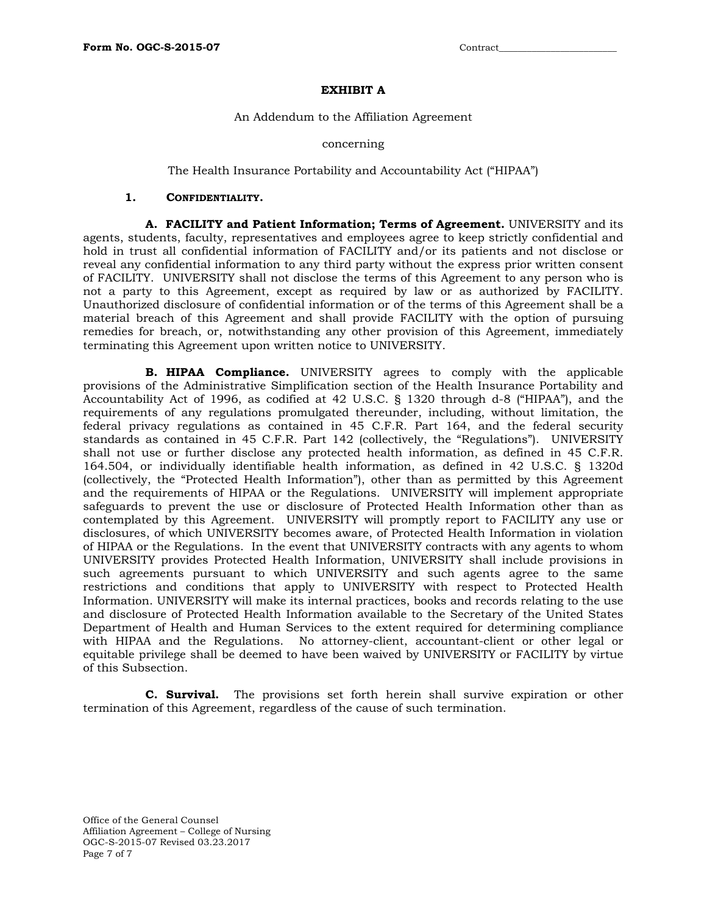# EXHIBIT A

An Addendum to the Affiliation Agreement

concerning

The Health Insurance Portability and Accountability Act ("HIPAA")

## 1. CONFIDENTIALITY.

**A. FACILITY and Patient Information; Terms of Agreement.** UNIVERSITY and its agents, students, faculty, representatives and employees agree to keep strictly confidential and hold in trust all confidential information of FACILITY and/or its patients and not disclose or reveal any confidential information to any third party without the express prior written consent of FACILITY. UNIVERSITY shall not disclose the terms of this Agreement to any person who is not a party to this Agreement, except as required by law or as authorized by FACILITY. Unauthorized disclosure of confidential information or of the terms of this Agreement shall be a material breach of this Agreement and shall provide FACILITY with the option of pursuing remedies for breach, or, notwithstanding any other provision of this Agreement, immediately terminating this Agreement upon written notice to UNIVERSITY.

**B. HIPAA Compliance.** UNIVERSITY agrees to comply with the applicable provisions of the Administrative Simplification section of the Health Insurance Portability and Accountability Act of 1996, as codified at 42 U.S.C. § 1320 through d-8 ("HIPAA"), and the requirements of any regulations promulgated thereunder, including, without limitation, the federal privacy regulations as contained in 45 C.F.R. Part 164, and the federal security standards as contained in 45 C.F.R. Part 142 (collectively, the "Regulations"). UNIVERSITY shall not use or further disclose any protected health information, as defined in 45 C.F.R. 164.504, or individually identifiable health information, as defined in 42 U.S.C. § 1320d (collectively, the "Protected Health Information"), other than as permitted by this Agreement and the requirements of HIPAA or the Regulations. UNIVERSITY will implement appropriate safeguards to prevent the use or disclosure of Protected Health Information other than as contemplated by this Agreement. UNIVERSITY will promptly report to FACILITY any use or disclosures, of which UNIVERSITY becomes aware, of Protected Health Information in violation of HIPAA or the Regulations. In the event that UNIVERSITY contracts with any agents to whom UNIVERSITY provides Protected Health Information, UNIVERSITY shall include provisions in such agreements pursuant to which UNIVERSITY and such agents agree to the same restrictions and conditions that apply to UNIVERSITY with respect to Protected Health Information. UNIVERSITY will make its internal practices, books and records relating to the use and disclosure of Protected Health Information available to the Secretary of the United States Department of Health and Human Services to the extent required for determining compliance with HIPAA and the Regulations. No attorney-client, accountant-client or other legal or equitable privilege shall be deemed to have been waived by UNIVERSITY or FACILITY by virtue of this Subsection.

**C. Survival.** The provisions set forth herein shall survive expiration or other termination of this Agreement, regardless of the cause of such termination.